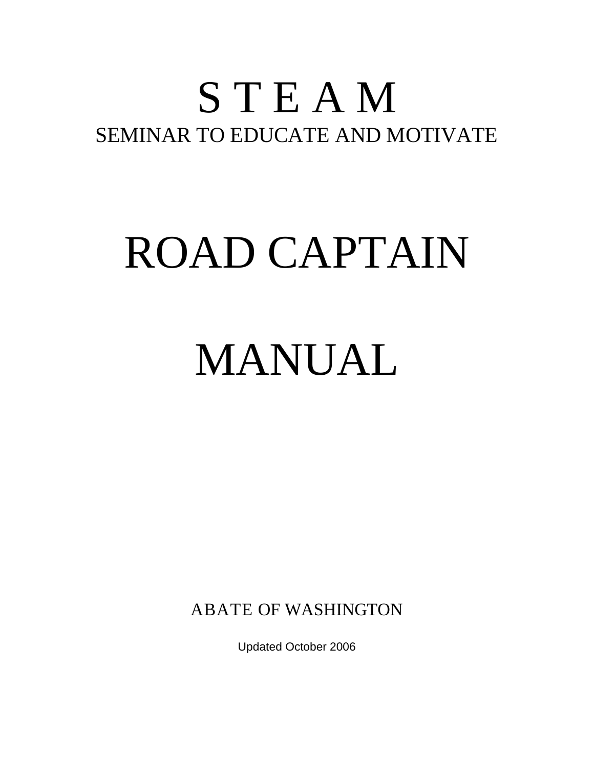# S T E A M

SEMINAR TO EDUCATE AND MOTIVATE

# ROAD CAPTAIN

# MANUAL

ABATE OF WASHINGTON

Updated October 2006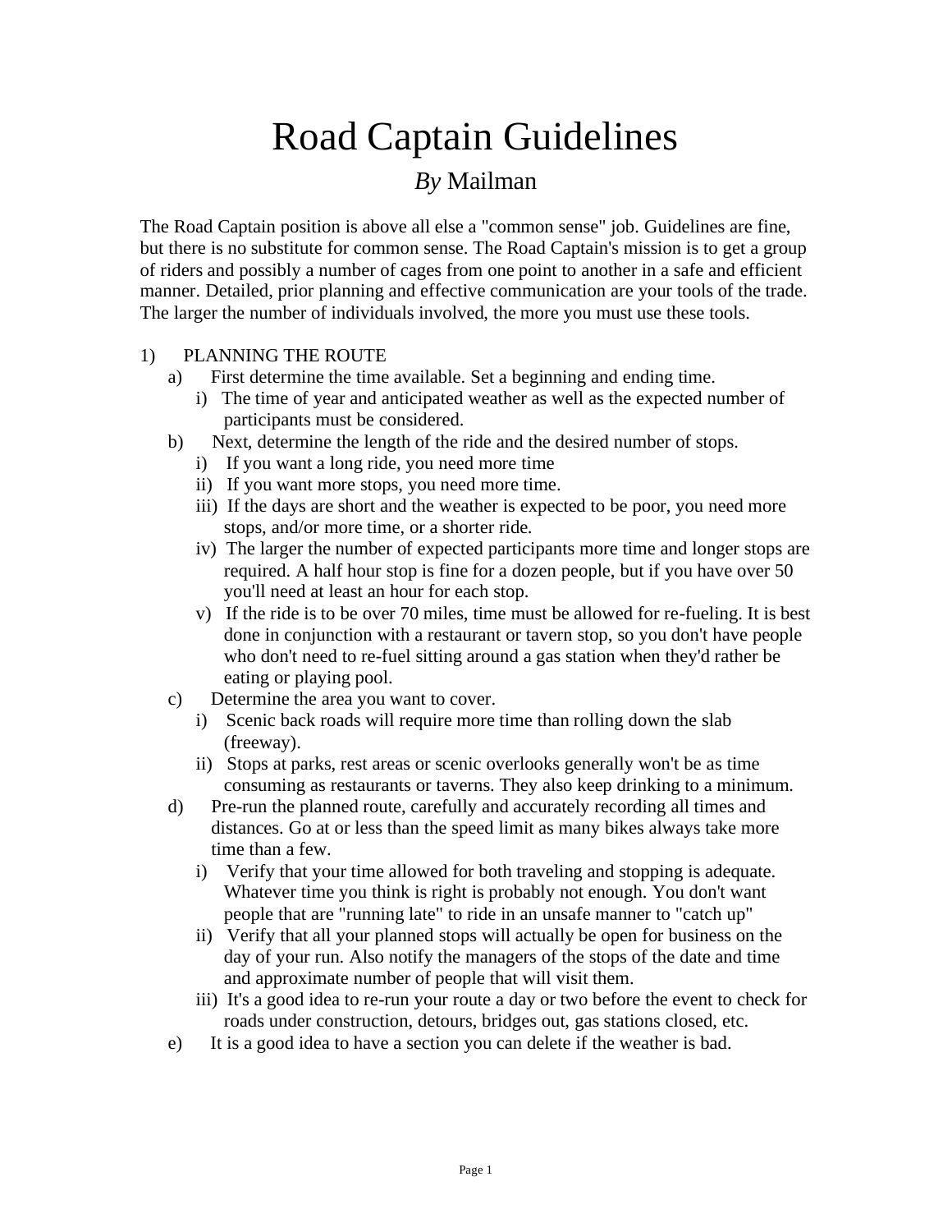# Road Captain Guidelines

## *By* Mailman

The Road Captain position is above all else a "common sense" job. Guidelines are fine, but there is no substitute for common sense. The Road Captain's mission is to get a group of riders and possibly a number of cages from one point to another in a safe and efficient manner. Detailed, prior planning and effective communication are your tools of the trade. The larger the number of individuals involved, the more you must use these tools.

1) PLANNING THE ROUTE
   a) First determine the time available. Set a beginning and ending time.
      i) The time of year and anticipated weather as well as the expected number of participants must be considered.
   b) Next, determine the length of the ride and the desired number of stops.
      i) If you want a long ride, you need more time
      ii) If you want more stops, you need more time.
      iii) If the days are short and the weather is expected to be poor, you need more stops, and/or more time, or a shorter ride.
      iv) The larger the number of expected participants more time and longer stops are required. A half hour stop is fine for a dozen people, but if you have over 50 you'll need at least an hour for each stop.
      v) If the ride is to be over 70 miles, time must be allowed for re-fueling. It is best done in conjunction with a restaurant or tavern stop, so you don't have people who don't need to re-fuel sitting around a gas station when they'd rather be eating or playing pool.
   c) Determine the area you want to cover.
      i) Scenic back roads will require more time than rolling down the slab (freeway).
      ii) Stops at parks, rest areas or scenic overlooks generally won't be as time consuming as restaurants or taverns. They also keep drinking to a minimum.
   d) Pre-run the planned route, carefully and accurately recording all times and distances. Go at or less than the speed limit as many bikes always take more time than a few.
      i) Verify that your time allowed for both traveling and stopping is adequate. Whatever time you think is right is probably not enough. You don't want people that are "running late" to ride in an unsafe manner to "catch up"
      ii) Verify that all your planned stops will actually be open for business on the day of your run. Also notify the managers of the stops of the date and time and approximate number of people that will visit them.
      iii) It's a good idea to re-run your route a day or two before the event to check for roads under construction, detours, bridges out, gas stations closed, etc.
   e) It is a good idea to have a section you can delete if the weather is bad.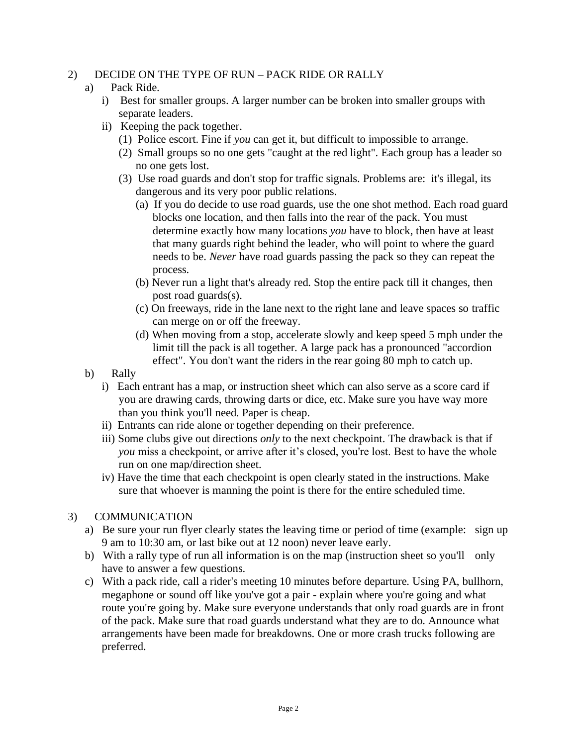2) DECIDE ON THE TYPE OF RUN – PACK RIDE OR RALLY

a) Pack Ride.

i) Best for smaller groups. A larger number can be broken into smaller groups with separate leaders.

ii) Keeping the pack together.

(1) Police escort. Fine if *you* can get it, but difficult to impossible to arrange.

(2) Small groups so no one gets "caught at the red light". Each group has a leader so no one gets lost.

(3) Use road guards and don't stop for traffic signals. Problems are: it's illegal, its dangerous and its very poor public relations.

(a) If you do decide to use road guards, use the one shot method. Each road guard blocks one location, and then falls into the rear of the pack. You must determine exactly how many locations *you* have to block, then have at least that many guards right behind the leader, who will point to where the guard needs to be. *Never* have road guards passing the pack so they can repeat the process.

(b) Never run a light that's already red. Stop the entire pack till it changes, then post road guards(s).

(c) On freeways, ride in the lane next to the right lane and leave spaces so traffic can merge on or off the freeway.

(d) When moving from a stop, accelerate slowly and keep speed 5 mph under the limit till the pack is all together. A large pack has a pronounced "accordion effect". You don't want the riders in the rear going 80 mph to catch up.

b) Rally

i) Each entrant has a map, or instruction sheet which can also serve as a score card if you are drawing cards, throwing darts or dice, etc. Make sure you have way more than you think you'll need. Paper is cheap.

ii) Entrants can ride alone or together depending on their preference.

iii) Some clubs give out directions *only* to the next checkpoint. The drawback is that if *you* miss a checkpoint, or arrive after it's closed, you're lost. Best to have the whole run on one map/direction sheet.

iv) Have the time that each checkpoint is open clearly stated in the instructions. Make sure that whoever is manning the point is there for the entire scheduled time.

3) COMMUNICATION

a) Be sure your run flyer clearly states the leaving time or period of time (example: sign up 9 am to 10:30 am, or last bike out at 12 noon) never leave early.

b) With a rally type of run all information is on the map (instruction sheet so you'll only have to answer a few questions.

c) With a pack ride, call a rider's meeting 10 minutes before departure. Using PA, bullhorn, megaphone or sound off like you've got a pair - explain where you're going and what route you're going by. Make sure everyone understands that only road guards are in front of the pack. Make sure that road guards understand what they are to do. Announce what arrangements have been made for breakdowns. One or more crash trucks following are preferred.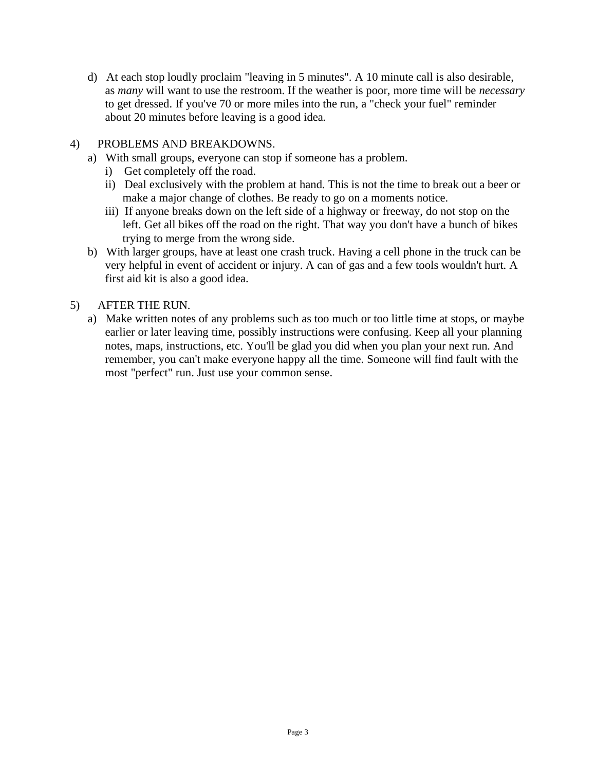d) At each stop loudly proclaim "leaving in 5 minutes". A 10 minute call is also desirable, as *many* will want to use the restroom. If the weather is poor, more time will be *necessary* to get dressed. If you've 70 or more miles into the run, a "check your fuel" reminder about 20 minutes before leaving is a good idea.

4) PROBLEMS AND BREAKDOWNS.

a) With small groups, everyone can stop if someone has a problem.

i) Get completely off the road.

ii) Deal exclusively with the problem at hand. This is not the time to break out a beer or make a major change of clothes. Be ready to go on a moments notice.

iii) If anyone breaks down on the left side of a highway or freeway, do not stop on the left. Get all bikes off the road on the right. That way you don't have a bunch of bikes trying to merge from the wrong side.

b) With larger groups, have at least one crash truck. Having a cell phone in the truck can be very helpful in event of accident or injury. A can of gas and a few tools wouldn't hurt. A first aid kit is also a good idea.

5) AFTER THE RUN.

a) Make written notes of any problems such as too much or too little time at stops, or maybe earlier or later leaving time, possibly instructions were confusing. Keep all your planning notes, maps, instructions, etc. You'll be glad you did when you plan your next run. And remember, you can't make everyone happy all the time. Someone will find fault with the most "perfect" run. Just use your common sense.